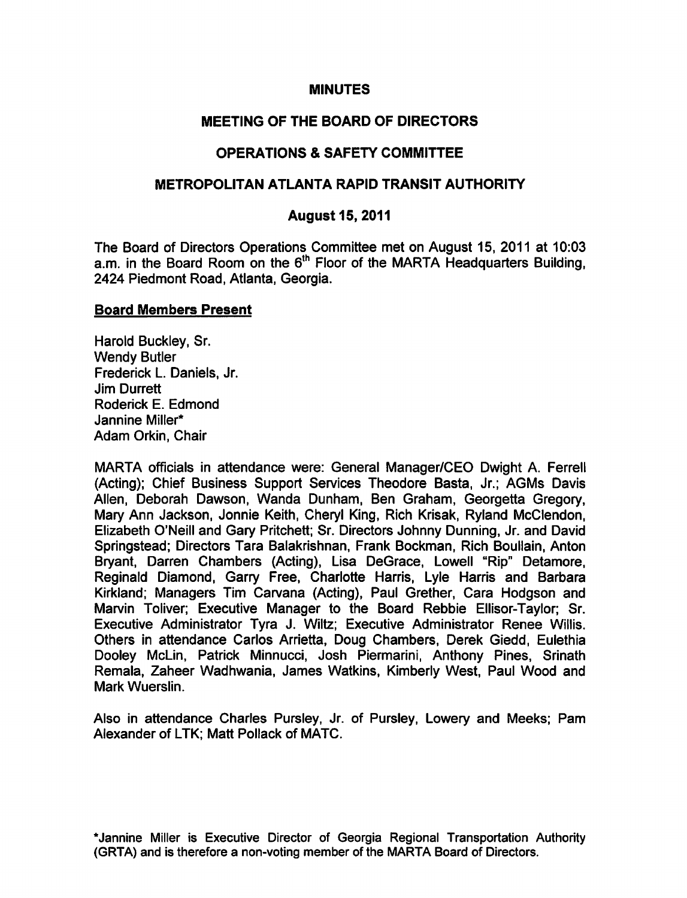# MINUTES

## MEETING OF THE BOARD OF DIRECTORS

## OPERATIONS & SAFETY COMMITTEE

## METROPOLITAN ATLANTA RAPID TRANSIT AUTHORITY

### August 15, 2011

The Board of Directors Operations Committee met on August 15, 2011 at 10:03 a.m. in the Board Room on the 6th Floor of the MARTA Headquarters Building, 2424 Piedmont Road, Atlanta, Georgia.

**Board Members Present**

Harold Buckley, Sr.
Wendy Butler
Frederick L. Daniels, Jr.
Jim Durrett
Roderick E. Edmond
Jannine Miller*
Adam Orkin, Chair

MARTA officials in attendance were: General Manager/CEO Dwight A. Ferrell (Acting); Chief Business Support Services Theodore Basta, Jr.; AGMs Davis Allen, Deborah Dawson, Wanda Dunham, Ben Graham, Georgetta Gregory, Mary Ann Jackson, Jonnie Keith, Cheryl King, Rich Krisak, Ryland McClendon, Elizabeth O'Neill and Gary Pritchett; Sr. Directors Johnny Dunning, Jr. and David Springstead; Directors Tara Balakrishnan, Frank Bockman, Rich Boullain, Anton Bryant, Darren Chambers (Acting), Lisa DeGrace, Lowell "Rip" Detamore, Reginald Diamond, Garry Free, Charlotte Harris, Lyle Harris and Barbara Kirkland; Managers Tim Carvana (Acting), Paul Grether, Cara Hodgson and Marvin Toliver; Executive Manager to the Board Rebbie Ellisor-Taylor; Sr. Executive Administrator Tyra J. Wiltz; Executive Administrator Renee Willis. Others in attendance Carlos Arrietta, Doug Chambers, Derek Giedd, Eulethia Dooley McLin, Patrick Minnucci, Josh Piermarini, Anthony Pines, Srinath Remala, Zaheer Wadhwania, James Watkins, Kimberly West, Paul Wood and Mark Wuerslin.

Also in attendance Charles Pursley, Jr. of Pursley, Lowery and Meeks; Pam Alexander of LTK; Matt Pollack of MATC.

*Jannine Miller is Executive Director of Georgia Regional Transportation Authority (GRTA) and is therefore a non-voting member of the MARTA Board of Directors.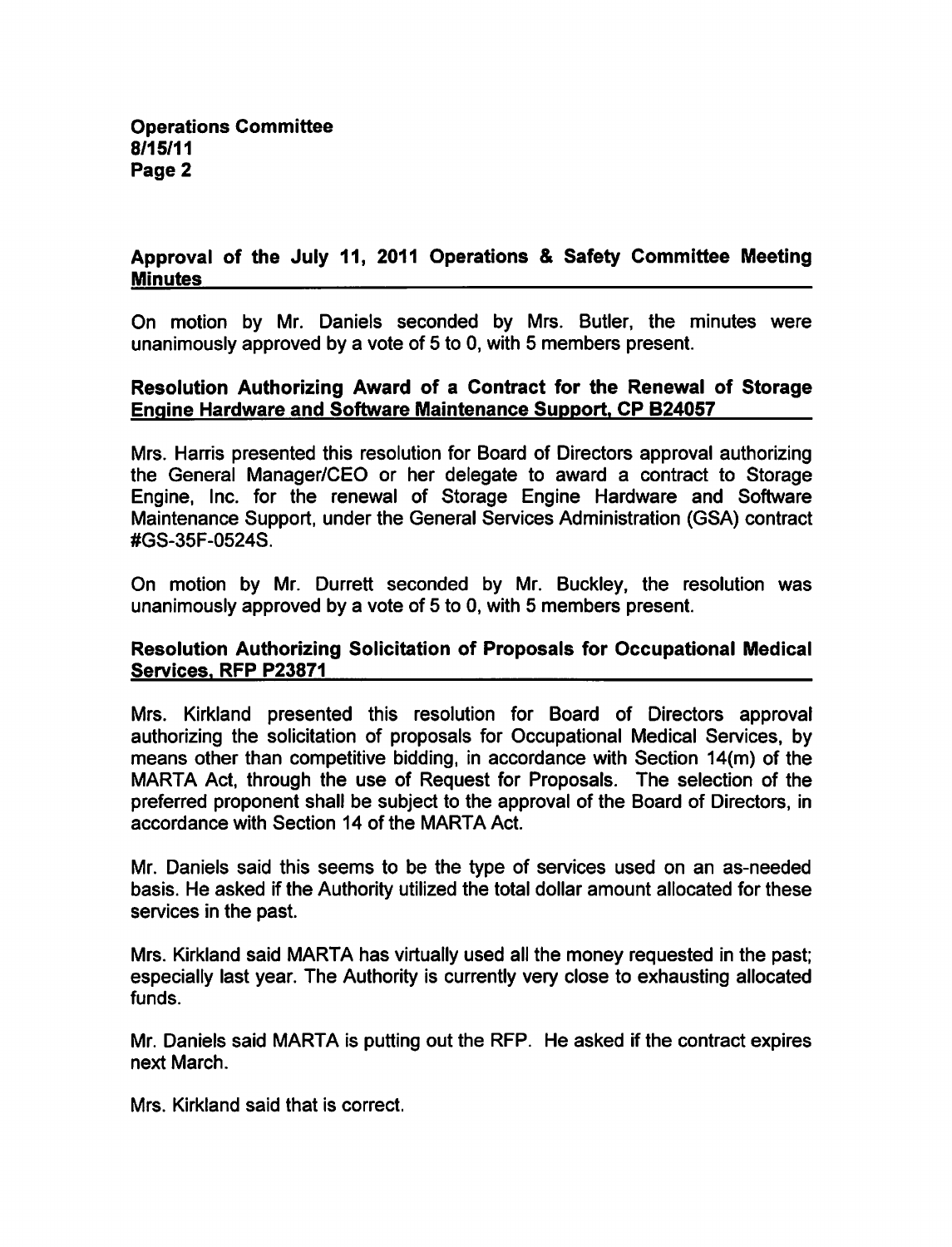## Approval of the July 11, 2011 Operations & Safety Committee Meeting Minutes

On motion by Mr. Daniels seconded by Mrs. Butler, the minutes were unanimously approved by a vote of 5 to 0, with 5 members present.

## Resolution Authorizing Award of a Contract for the Renewal of Storage Engine Hardware and Software Maintenance Support, CP B24057

Mrs. Harris presented this resolution for Board of Directors approval authorizing the General Manager/CEO or her delegate to award a contract to Storage Engine, Inc. for the renewal of Storage Engine Hardware and Software Maintenance Support, under the General Services Administration (GSA) contract #GS-35F-0524S.

On motion by Mr. Durrett seconded by Mr. Buckley, the resolution was unanimously approved by a vote of 5 to 0, with 5 members present.

## Resolution Authorizing Solicitation of Proposals for Occupational Medical Services, RFP P23871

Mrs. Kirkland presented this resolution for Board of Directors approval authorizing the solicitation of proposals for Occupational Medical Services, by means other than competitive bidding, in accordance with Section 14(m) of the MARTA Act, through the use of Request for Proposals. The selection of the preferred proponent shall be subject to the approval of the Board of Directors, in accordance with Section 14 of the MARTA Act.

Mr. Daniels said this seems to be the type of services used on an as-needed basis. He asked if the Authority utilized the total dollar amount allocated for these services in the past.

Mrs. Kirkland said MARTA has virtually used all the money requested in the past; especially last year. The Authority is currently very close to exhausting allocated funds.

Mr. Daniels said MARTA is putting out the RFP. He asked if the contract expires next March.

Mrs. Kirkland said that is correct.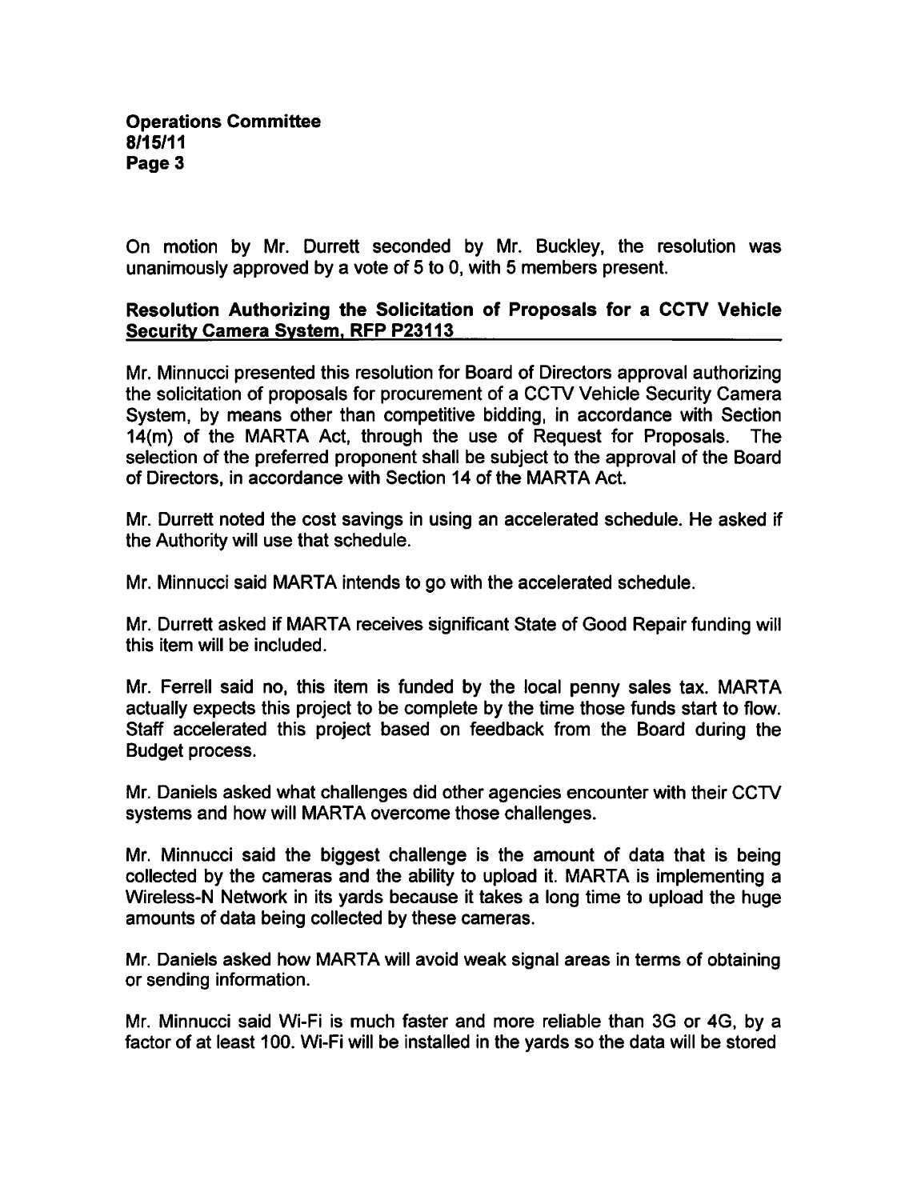On motion by Mr. Durrett seconded by Mr. Buckley, the resolution was unanimously approved by a vote of 5 to 0, with 5 members present.

**Resolution Authorizing the Solicitation of Proposals for a CCTV Vehicle Security Camera System, RFP P23113**

Mr. Minnucci presented this resolution for Board of Directors approval authorizing the solicitation of proposals for procurement of a CCTV Vehicle Security Camera System, by means other than competitive bidding, in accordance with Section 14(m) of the MARTA Act, through the use of Request for Proposals. The selection of the preferred proponent shall be subject to the approval of the Board of Directors, in accordance with Section 14 of the MARTA Act.

Mr. Durrett noted the cost savings in using an accelerated schedule. He asked if the Authority will use that schedule.

Mr. Minnucci said MARTA intends to go with the accelerated schedule.

Mr. Durrett asked if MARTA receives significant State of Good Repair funding will this item will be included.

Mr. Ferrell said no, this item is funded by the local penny sales tax. MARTA actually expects this project to be complete by the time those funds start to flow. Staff accelerated this project based on feedback from the Board during the Budget process.

Mr. Daniels asked what challenges did other agencies encounter with their CCTV systems and how will MARTA overcome those challenges.

Mr. Minnucci said the biggest challenge is the amount of data that is being collected by the cameras and the ability to upload it. MARTA is implementing a Wireless-N Network in its yards because it takes a long time to upload the huge amounts of data being collected by these cameras.

Mr. Daniels asked how MARTA will avoid weak signal areas in terms of obtaining or sending information.

Mr. Minnucci said Wi-Fi is much faster and more reliable than 3G or 4G, by a factor of at least 100. Wi-Fi will be installed in the yards so the data will be stored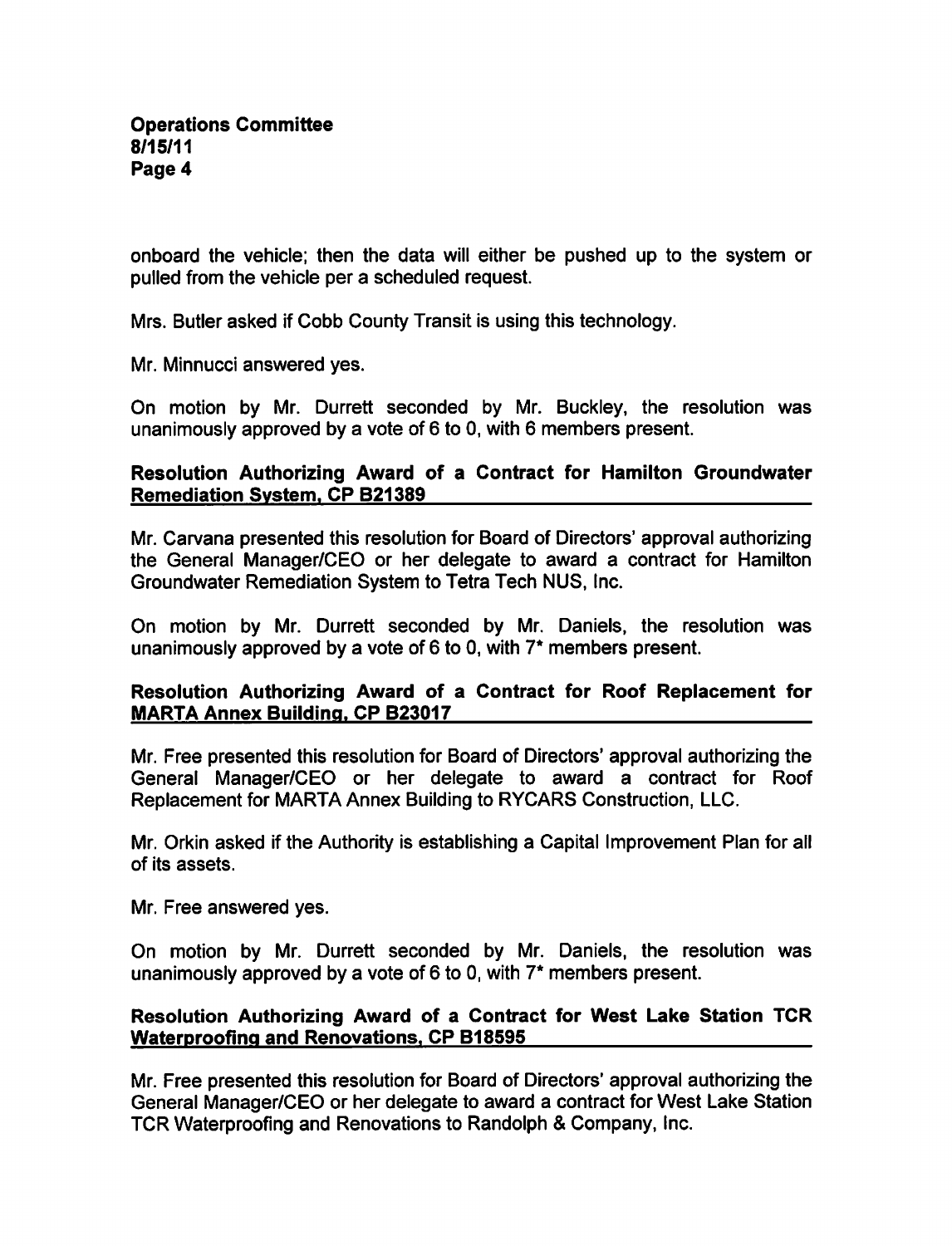onboard the vehicle; then the data will either be pushed up to the system or pulled from the vehicle per a scheduled request.

Mrs. Butler asked if Cobb County Transit is using this technology.

Mr. Minnucci answered yes.

On motion by Mr. Durrett seconded by Mr. Buckley, the resolution was unanimously approved by a vote of 6 to 0, with 6 members present.

**Resolution Authorizing Award of a Contract for Hamilton Groundwater Remediation System, CP B21389**

Mr. Carvana presented this resolution for Board of Directors' approval authorizing the General Manager/CEO or her delegate to award a contract for Hamilton Groundwater Remediation System to Tetra Tech NUS, Inc.

On motion by Mr. Durrett seconded by Mr. Daniels, the resolution was unanimously approved by a vote of 6 to 0, with 7* members present.

**Resolution Authorizing Award of a Contract for Roof Replacement for MARTA Annex Building, CP B23017**

Mr. Free presented this resolution for Board of Directors' approval authorizing the General Manager/CEO or her delegate to award a contract for Roof Replacement for MARTA Annex Building to RYCARS Construction, LLC.

Mr. Orkin asked if the Authority is establishing a Capital Improvement Plan for all of its assets.

Mr. Free answered yes.

On motion by Mr. Durrett seconded by Mr. Daniels, the resolution was unanimously approved by a vote of 6 to 0, with 7* members present.

**Resolution Authorizing Award of a Contract for West Lake Station TCR Waterproofing and Renovations, CP B18595**

Mr. Free presented this resolution for Board of Directors' approval authorizing the General Manager/CEO or her delegate to award a contract for West Lake Station TCR Waterproofing and Renovations to Randolph & Company, Inc.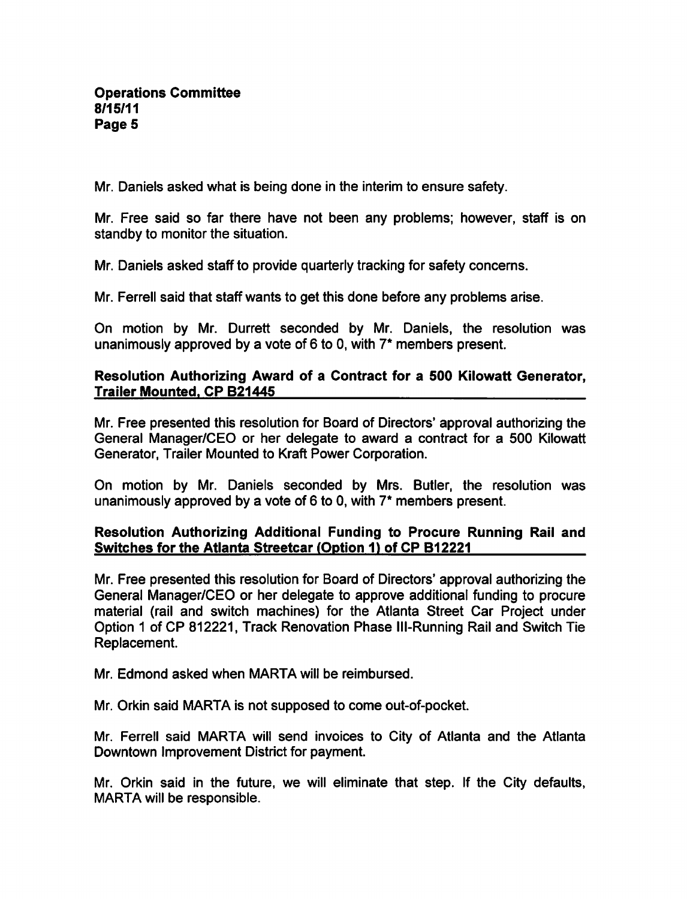Mr. Daniels asked what is being done in the interim to ensure safety.

Mr. Free said so far there have not been any problems; however, staff is on standby to monitor the situation.

Mr. Daniels asked staff to provide quarterly tracking for safety concerns.

Mr. Ferrell said that staff wants to get this done before any problems arise.

On motion by Mr. Durrett seconded by Mr. Daniels, the resolution was unanimously approved by a vote of 6 to 0, with 7* members present.

## Resolution Authorizing Award of a Contract for a 500 Kilowatt Generator, Trailer Mounted, CP B21445

Mr. Free presented this resolution for Board of Directors' approval authorizing the General Manager/CEO or her delegate to award a contract for a 500 Kilowatt Generator, Trailer Mounted to Kraft Power Corporation.

On motion by Mr. Daniels seconded by Mrs. Butler, the resolution was unanimously approved by a vote of 6 to 0, with 7* members present.

## Resolution Authorizing Additional Funding to Procure Running Rail and Switches for the Atlanta Streetcar (Option 1) of CP B12221

Mr. Free presented this resolution for Board of Directors' approval authorizing the General Manager/CEO or her delegate to approve additional funding to procure material (rail and switch machines) for the Atlanta Street Car Project under Option 1 of CP 812221, Track Renovation Phase III-Running Rail and Switch Tie Replacement.

Mr. Edmond asked when MARTA will be reimbursed.

Mr. Orkin said MARTA is not supposed to come out-of-pocket.

Mr. Ferrell said MARTA will send invoices to City of Atlanta and the Atlanta Downtown Improvement District for payment.

Mr. Orkin said in the future, we will eliminate that step. If the City defaults, MARTA will be responsible.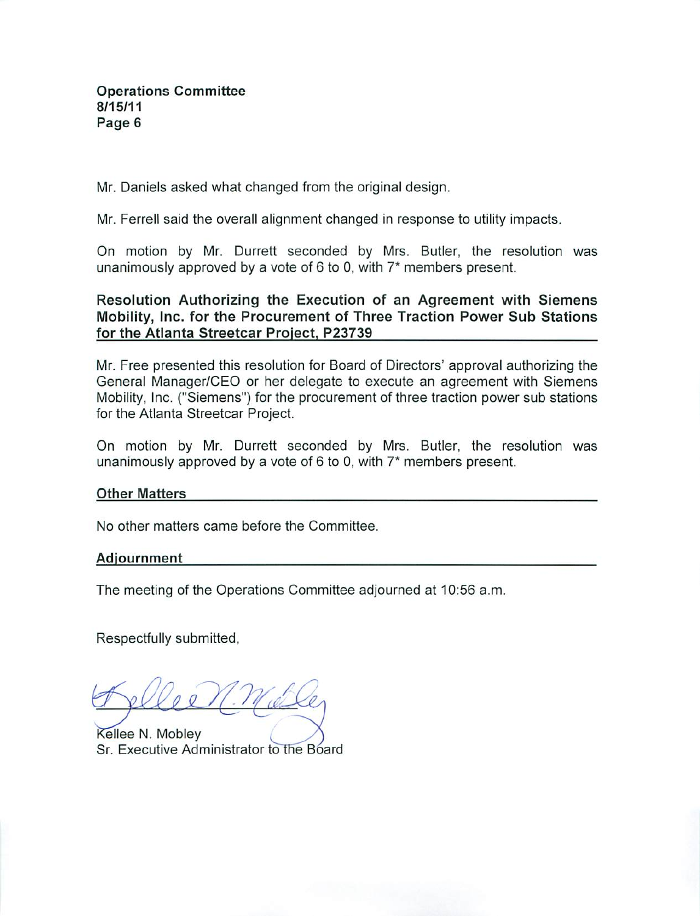Mr. Daniels asked what changed from the original design.

Mr. Ferrell said the overall alignment changed in response to utility impacts.

On motion by Mr. Durrett seconded by Mrs. Butler, the resolution was unanimously approved by a vote of 6 to 0, with 7* members present.

### Resolution Authorizing the Execution of an Agreement with Siemens Mobility, Inc. for the Procurement of Three Traction Power Sub Stations for the Atlanta Streetcar Project, P23739

Mr. Free presented this resolution for Board of Directors' approval authorizing the General Manager/CEO or her delegate to execute an agreement with Siemens Mobility, Inc. ("Siemens") for the procurement of three traction power sub stations for the Atlanta Streetcar Project.

On motion by Mr. Durrett seconded by Mrs. Butler, the resolution was unanimously approved by a vote of 6 to 0, with 7* members present.

### Other Matters

No other matters came before the Committee.

### Adjournment

The meeting of the Operations Committee adjourned at 10:56 a.m.

Respectfully submitted,

Kellee N. Mobley
Sr. Executive Administrator to the Board